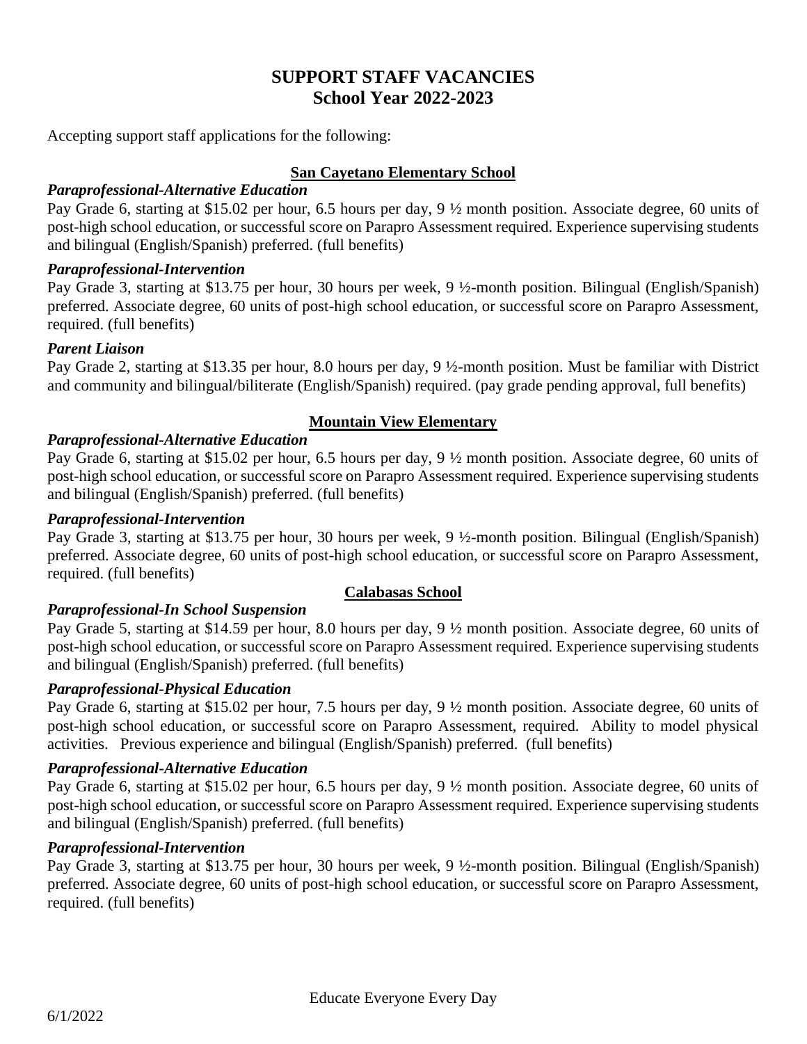# SUPPORT STAFF VACANCIES
## School Year 2022-2023

Accepting support staff applications for the following:

### San Cayetano Elementary School

***Paraprofessional-Alternative Education***

Pay Grade 6, starting at $15.02 per hour, 6.5 hours per day, 9 ½ month position. Associate degree, 60 units of post-high school education, or successful score on Parapro Assessment required. Experience supervising students and bilingual (English/Spanish) preferred. (full benefits)

***Paraprofessional-Intervention***

Pay Grade 3, starting at $13.75 per hour, 30 hours per week, 9 ½-month position. Bilingual (English/Spanish) preferred. Associate degree, 60 units of post-high school education, or successful score on Parapro Assessment, required. (full benefits)

***Parent Liaison***

Pay Grade 2, starting at $13.35 per hour, 8.0 hours per day, 9 ½-month position. Must be familiar with District and community and bilingual/biliterate (English/Spanish) required. (pay grade pending approval, full benefits)

### Mountain View Elementary

***Paraprofessional-Alternative Education***

Pay Grade 6, starting at $15.02 per hour, 6.5 hours per day, 9 ½ month position. Associate degree, 60 units of post-high school education, or successful score on Parapro Assessment required. Experience supervising students and bilingual (English/Spanish) preferred. (full benefits)

***Paraprofessional-Intervention***

Pay Grade 3, starting at $13.75 per hour, 30 hours per week, 9 ½-month position. Bilingual (English/Spanish) preferred. Associate degree, 60 units of post-high school education, or successful score on Parapro Assessment, required. (full benefits)

### Calabasas School

***Paraprofessional-In School Suspension***

Pay Grade 5, starting at $14.59 per hour, 8.0 hours per day, 9 ½ month position. Associate degree, 60 units of post-high school education, or successful score on Parapro Assessment required. Experience supervising students and bilingual (English/Spanish) preferred. (full benefits)

***Paraprofessional-Physical Education***

Pay Grade 6, starting at $15.02 per hour, 7.5 hours per day, 9 ½ month position. Associate degree, 60 units of post-high school education, or successful score on Parapro Assessment, required. Ability to model physical activities. Previous experience and bilingual (English/Spanish) preferred. (full benefits)

***Paraprofessional-Alternative Education***

Pay Grade 6, starting at $15.02 per hour, 6.5 hours per day, 9 ½ month position. Associate degree, 60 units of post-high school education, or successful score on Parapro Assessment required. Experience supervising students and bilingual (English/Spanish) preferred. (full benefits)

***Paraprofessional-Intervention***

Pay Grade 3, starting at $13.75 per hour, 30 hours per week, 9 ½-month position. Bilingual (English/Spanish) preferred. Associate degree, 60 units of post-high school education, or successful score on Parapro Assessment, required. (full benefits)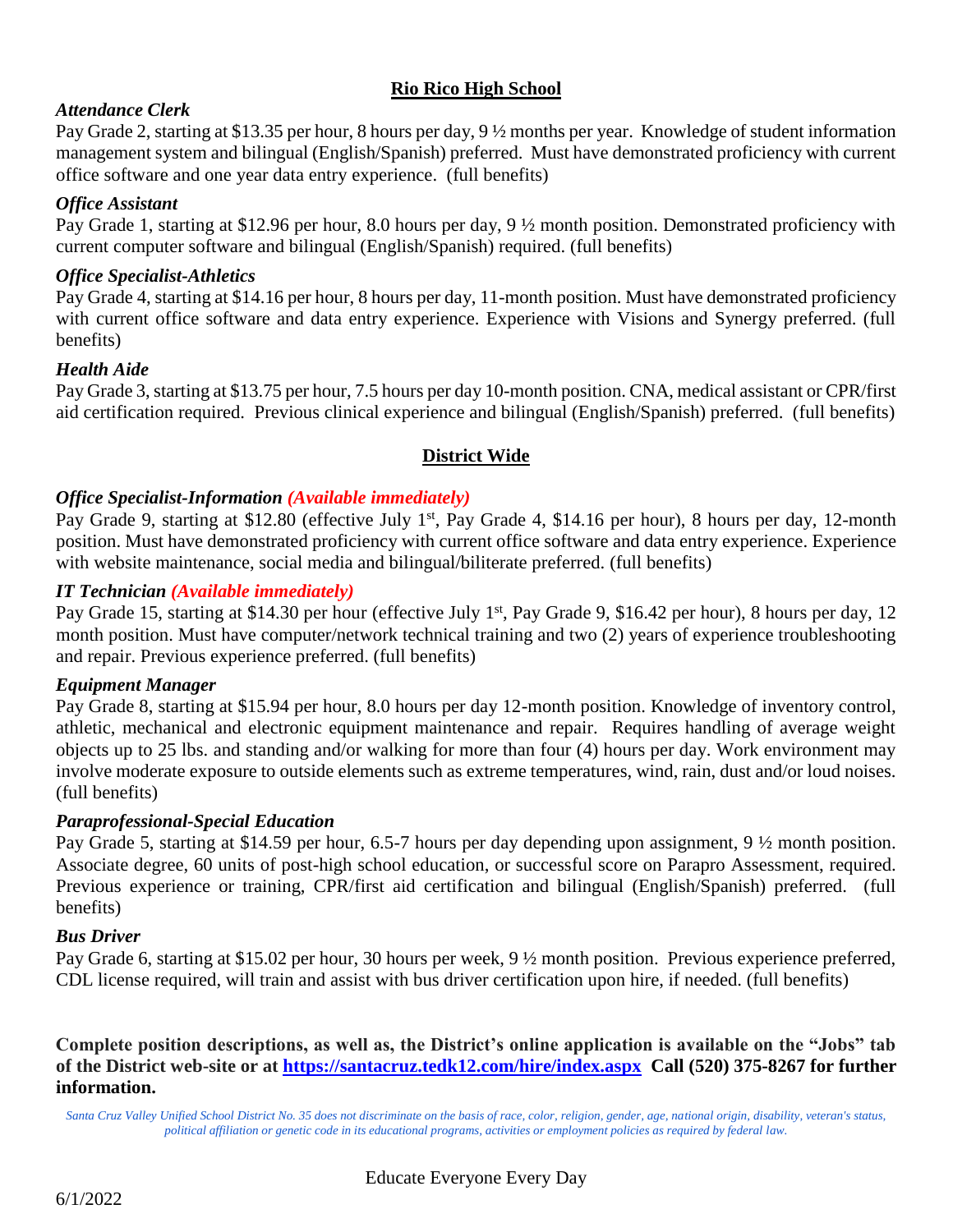## Rio Rico High School

### *Attendance Clerk*

Pay Grade 2, starting at $13.35 per hour, 8 hours per day, 9 ½ months per year. Knowledge of student information management system and bilingual (English/Spanish) preferred. Must have demonstrated proficiency with current office software and one year data entry experience. (full benefits)

### *Office Assistant*

Pay Grade 1, starting at $12.96 per hour, 8.0 hours per day, 9 ½ month position. Demonstrated proficiency with current computer software and bilingual (English/Spanish) required. (full benefits)

### *Office Specialist-Athletics*

Pay Grade 4, starting at $14.16 per hour, 8 hours per day, 11-month position. Must have demonstrated proficiency with current office software and data entry experience. Experience with Visions and Synergy preferred. (full benefits)

### *Health Aide*

Pay Grade 3, starting at $13.75 per hour, 7.5 hours per day 10-month position. CNA, medical assistant or CPR/first aid certification required. Previous clinical experience and bilingual (English/Spanish) preferred. (full benefits)

## District Wide

### *Office Specialist-Information (Available immediately)*

Pay Grade 9, starting at $12.80 (effective July 1st, Pay Grade 4, $14.16 per hour), 8 hours per day, 12-month position. Must have demonstrated proficiency with current office software and data entry experience. Experience with website maintenance, social media and bilingual/biliterate preferred. (full benefits)

### *IT Technician (Available immediately)*

Pay Grade 15, starting at $14.30 per hour (effective July 1st, Pay Grade 9, $16.42 per hour), 8 hours per day, 12 month position. Must have computer/network technical training and two (2) years of experience troubleshooting and repair. Previous experience preferred. (full benefits)

### *Equipment Manager*

Pay Grade 8, starting at $15.94 per hour, 8.0 hours per day 12-month position. Knowledge of inventory control, athletic, mechanical and electronic equipment maintenance and repair. Requires handling of average weight objects up to 25 lbs. and standing and/or walking for more than four (4) hours per day. Work environment may involve moderate exposure to outside elements such as extreme temperatures, wind, rain, dust and/or loud noises. (full benefits)

### *Paraprofessional-Special Education*

Pay Grade 5, starting at $14.59 per hour, 6.5-7 hours per day depending upon assignment, 9 ½ month position. Associate degree, 60 units of post-high school education, or successful score on Parapro Assessment, required. Previous experience or training, CPR/first aid certification and bilingual (English/Spanish) preferred. (full benefits)

### *Bus Driver*

Pay Grade 6, starting at $15.02 per hour, 30 hours per week, 9 ½ month position. Previous experience preferred, CDL license required, will train and assist with bus driver certification upon hire, if needed. (full benefits)

**Complete position descriptions, as well as, the District's online application is available on the "Jobs" tab of the District web-site or at [https://santacruz.tedk12.com/hire/index.aspx](https://santacruz.tedk12.com/hire/index.aspx) Call (520) 375-8267 for further information.**

*Santa Cruz Valley Unified School District No. 35 does not discriminate on the basis of race, color, religion, gender, age, national origin, disability, veteran's status, political affiliation or genetic code in its educational programs, activities or employment policies as required by federal law.*

Educate Everyone Every Day

6/1/2022